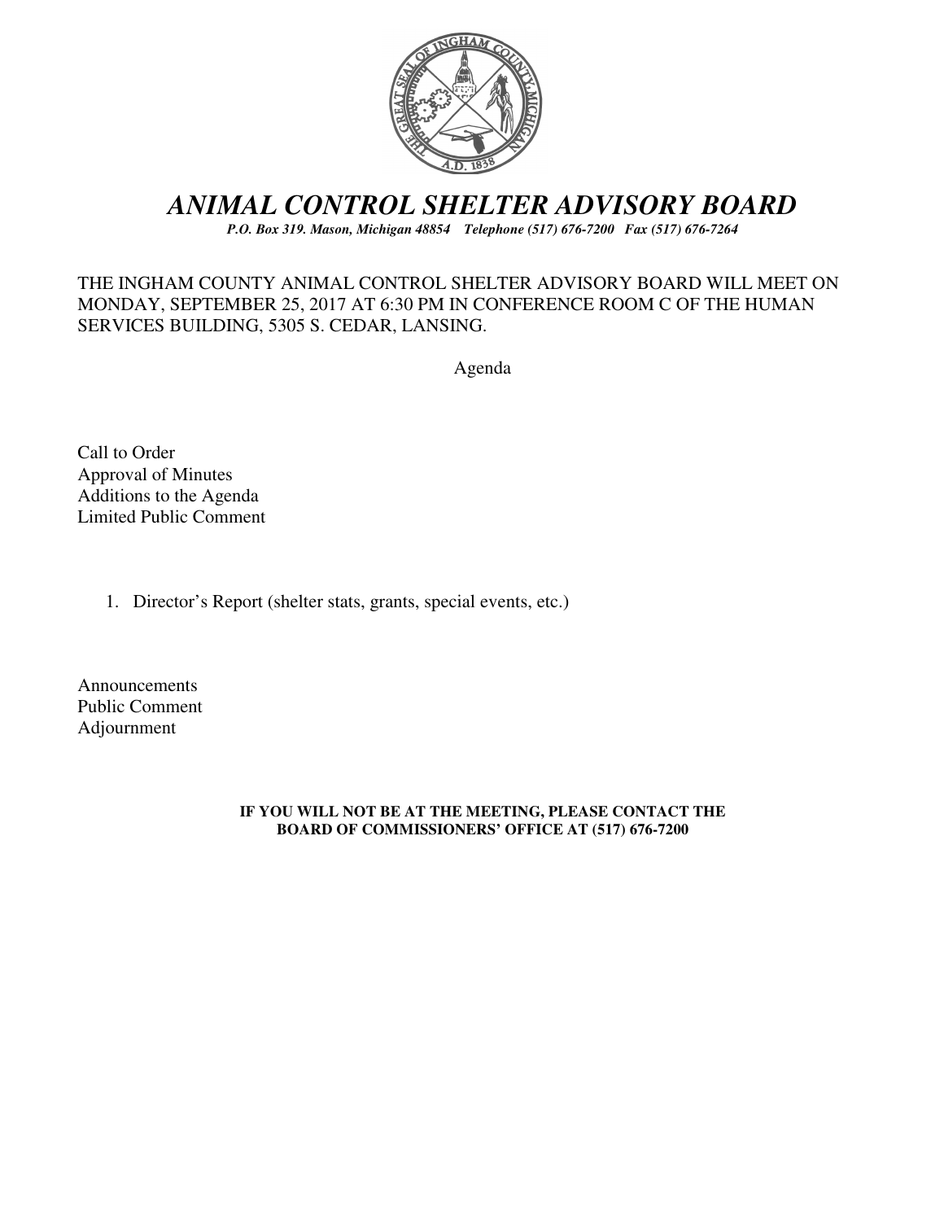# *ANIMAL CONTROL SHELTER ADVISORY BOARD*

***P.O. Box 319. Mason, Michigan 48854 Telephone (517) 676-7200 Fax (517) 676-7264***

THE INGHAM COUNTY ANIMAL CONTROL SHELTER ADVISORY BOARD WILL MEET ON MONDAY, SEPTEMBER 25, 2017 AT 6:30 PM IN CONFERENCE ROOM C OF THE HUMAN SERVICES BUILDING, 5305 S. CEDAR, LANSING.

Agenda

Call to Order
Approval of Minutes
Additions to the Agenda
Limited Public Comment

1. Director's Report (shelter stats, grants, special events, etc.)

Announcements
Public Comment
Adjournment

**IF YOU WILL NOT BE AT THE MEETING, PLEASE CONTACT THE BOARD OF COMMISSIONERS' OFFICE AT (517) 676-7200**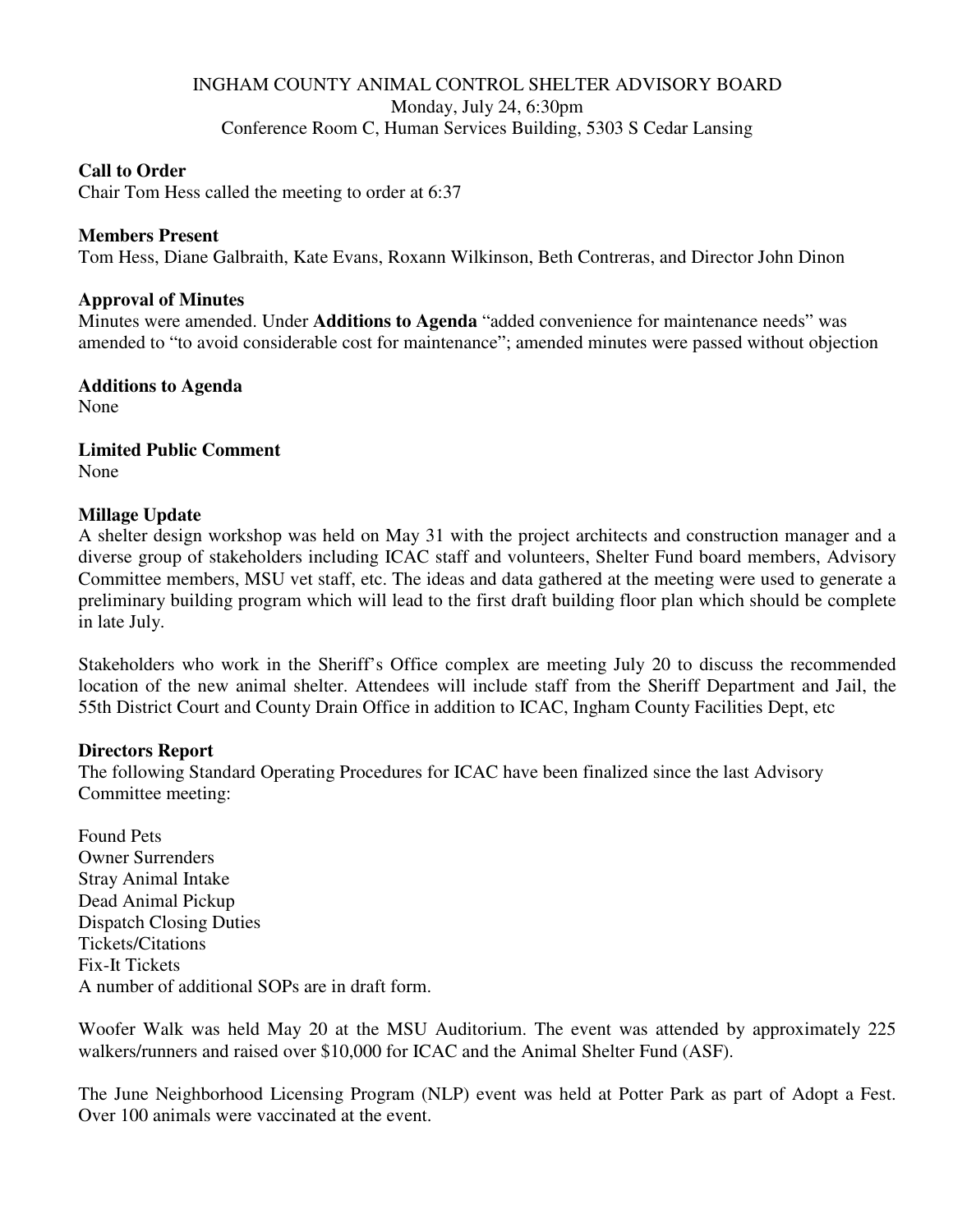INGHAM COUNTY ANIMAL CONTROL SHELTER ADVISORY BOARD
Monday, July 24, 6:30pm
Conference Room C, Human Services Building, 5303 S Cedar Lansing

**Call to Order**
Chair Tom Hess called the meeting to order at 6:37

**Members Present**
Tom Hess, Diane Galbraith, Kate Evans, Roxann Wilkinson, Beth Contreras, and Director John Dinon

**Approval of Minutes**
Minutes were amended. Under **Additions to Agenda** "added convenience for maintenance needs" was amended to "to avoid considerable cost for maintenance"; amended minutes were passed without objection

**Additions to Agenda**
None

**Limited Public Comment**
None

**Millage Update**
A shelter design workshop was held on May 31 with the project architects and construction manager and a diverse group of stakeholders including ICAC staff and volunteers, Shelter Fund board members, Advisory Committee members, MSU vet staff, etc. The ideas and data gathered at the meeting were used to generate a preliminary building program which will lead to the first draft building floor plan which should be complete in late July.

Stakeholders who work in the Sheriff's Office complex are meeting July 20 to discuss the recommended location of the new animal shelter. Attendees will include staff from the Sheriff Department and Jail, the 55th District Court and County Drain Office in addition to ICAC, Ingham County Facilities Dept, etc

**Directors Report**
The following Standard Operating Procedures for ICAC have been finalized since the last Advisory Committee meeting:

Found Pets
Owner Surrenders
Stray Animal Intake
Dead Animal Pickup
Dispatch Closing Duties
Tickets/Citations
Fix-It Tickets
A number of additional SOPs are in draft form.

Woofer Walk was held May 20 at the MSU Auditorium. The event was attended by approximately 225 walkers/runners and raised over $10,000 for ICAC and the Animal Shelter Fund (ASF).

The June Neighborhood Licensing Program (NLP) event was held at Potter Park as part of Adopt a Fest. Over 100 animals were vaccinated at the event.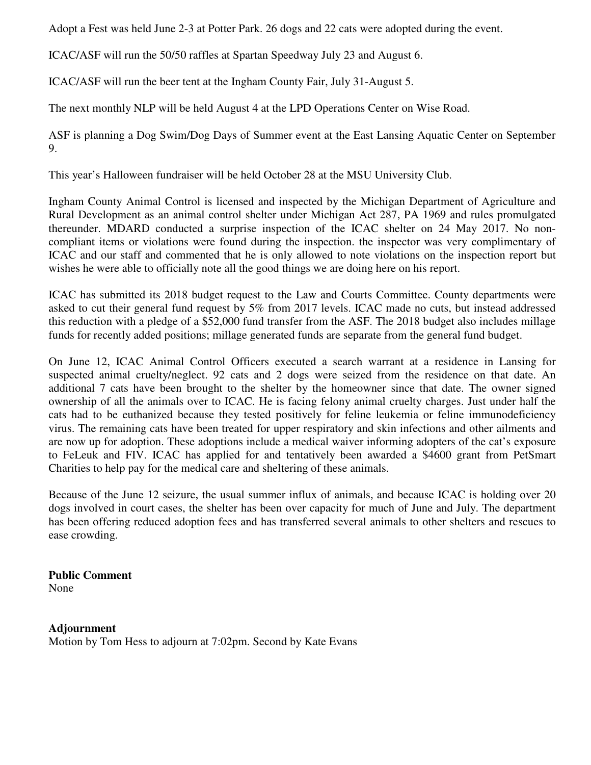Adopt a Fest was held June 2-3 at Potter Park. 26 dogs and 22 cats were adopted during the event.

ICAC/ASF will run the 50/50 raffles at Spartan Speedway July 23 and August 6.

ICAC/ASF will run the beer tent at the Ingham County Fair, July 31-August 5.

The next monthly NLP will be held August 4 at the LPD Operations Center on Wise Road.

ASF is planning a Dog Swim/Dog Days of Summer event at the East Lansing Aquatic Center on September 9.

This year's Halloween fundraiser will be held October 28 at the MSU University Club.

Ingham County Animal Control is licensed and inspected by the Michigan Department of Agriculture and Rural Development as an animal control shelter under Michigan Act 287, PA 1969 and rules promulgated thereunder. MDARD conducted a surprise inspection of the ICAC shelter on 24 May 2017. No non-compliant items or violations were found during the inspection. the inspector was very complimentary of ICAC and our staff and commented that he is only allowed to note violations on the inspection report but wishes he were able to officially note all the good things we are doing here on his report.

ICAC has submitted its 2018 budget request to the Law and Courts Committee. County departments were asked to cut their general fund request by 5% from 2017 levels. ICAC made no cuts, but instead addressed this reduction with a pledge of a $52,000 fund transfer from the ASF. The 2018 budget also includes millage funds for recently added positions; millage generated funds are separate from the general fund budget.

On June 12, ICAC Animal Control Officers executed a search warrant at a residence in Lansing for suspected animal cruelty/neglect. 92 cats and 2 dogs were seized from the residence on that date. An additional 7 cats have been brought to the shelter by the homeowner since that date. The owner signed ownership of all the animals over to ICAC. He is facing felony animal cruelty charges. Just under half the cats had to be euthanized because they tested positively for feline leukemia or feline immunodeficiency virus. The remaining cats have been treated for upper respiratory and skin infections and other ailments and are now up for adoption. These adoptions include a medical waiver informing adopters of the cat's exposure to FeLeuk and FIV. ICAC has applied for and tentatively been awarded a $4600 grant from PetSmart Charities to help pay for the medical care and sheltering of these animals.

Because of the June 12 seizure, the usual summer influx of animals, and because ICAC is holding over 20 dogs involved in court cases, the shelter has been over capacity for much of June and July. The department has been offering reduced adoption fees and has transferred several animals to other shelters and rescues to ease crowding.

**Public Comment**
None

**Adjournment**
Motion by Tom Hess to adjourn at 7:02pm. Second by Kate Evans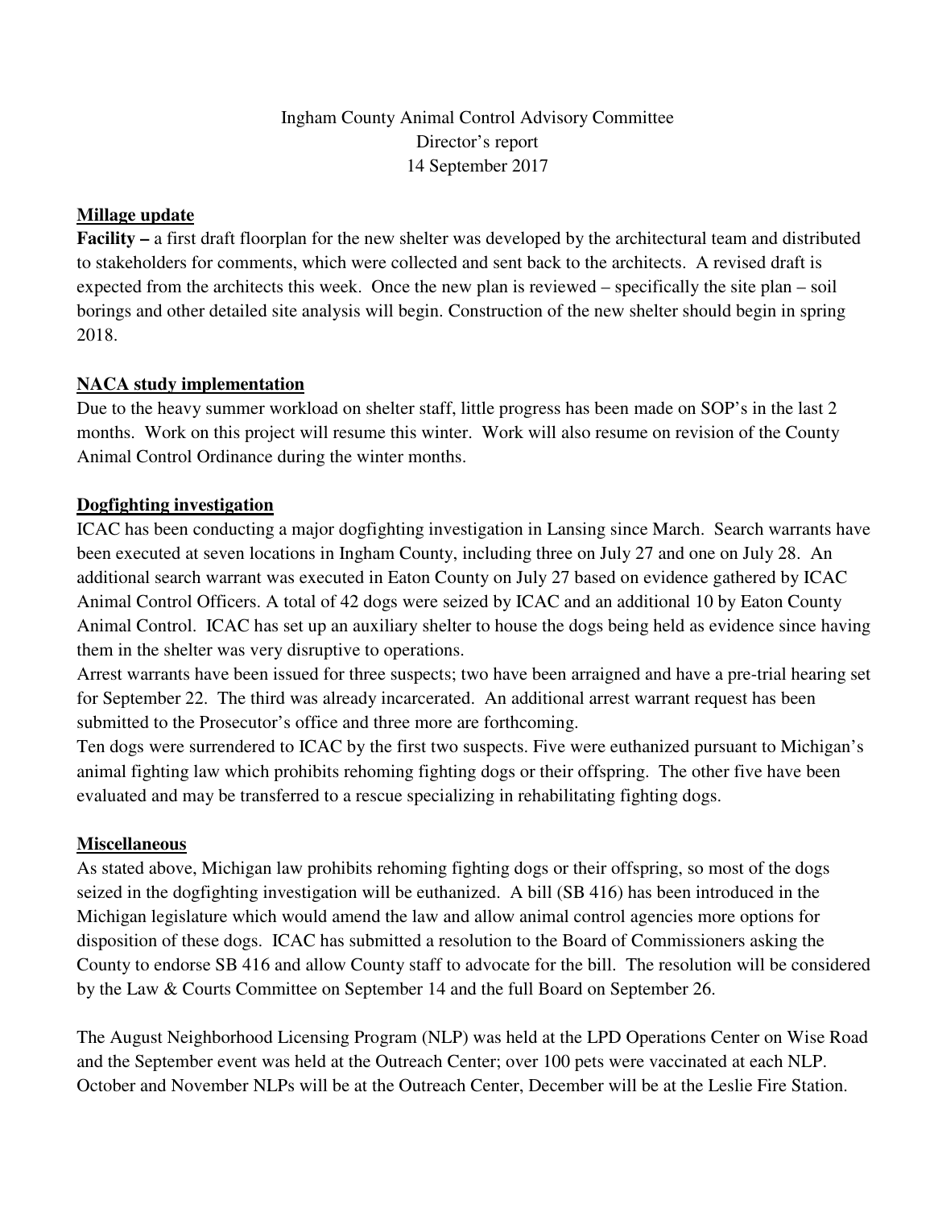Ingham County Animal Control Advisory Committee
Director's report
14 September 2017

## Millage update

**Facility –** a first draft floorplan for the new shelter was developed by the architectural team and distributed to stakeholders for comments, which were collected and sent back to the architects. A revised draft is expected from the architects this week. Once the new plan is reviewed – specifically the site plan – soil borings and other detailed site analysis will begin. Construction of the new shelter should begin in spring 2018.

## NACA study implementation

Due to the heavy summer workload on shelter staff, little progress has been made on SOP's in the last 2 months. Work on this project will resume this winter. Work will also resume on revision of the County Animal Control Ordinance during the winter months.

## Dogfighting investigation

ICAC has been conducting a major dogfighting investigation in Lansing since March. Search warrants have been executed at seven locations in Ingham County, including three on July 27 and one on July 28. An additional search warrant was executed in Eaton County on July 27 based on evidence gathered by ICAC Animal Control Officers. A total of 42 dogs were seized by ICAC and an additional 10 by Eaton County Animal Control. ICAC has set up an auxiliary shelter to house the dogs being held as evidence since having them in the shelter was very disruptive to operations.

Arrest warrants have been issued for three suspects; two have been arraigned and have a pre-trial hearing set for September 22. The third was already incarcerated. An additional arrest warrant request has been submitted to the Prosecutor's office and three more are forthcoming.

Ten dogs were surrendered to ICAC by the first two suspects. Five were euthanized pursuant to Michigan's animal fighting law which prohibits rehoming fighting dogs or their offspring. The other five have been evaluated and may be transferred to a rescue specializing in rehabilitating fighting dogs.

## Miscellaneous

As stated above, Michigan law prohibits rehoming fighting dogs or their offspring, so most of the dogs seized in the dogfighting investigation will be euthanized. A bill (SB 416) has been introduced in the Michigan legislature which would amend the law and allow animal control agencies more options for disposition of these dogs. ICAC has submitted a resolution to the Board of Commissioners asking the County to endorse SB 416 and allow County staff to advocate for the bill. The resolution will be considered by the Law & Courts Committee on September 14 and the full Board on September 26.

The August Neighborhood Licensing Program (NLP) was held at the LPD Operations Center on Wise Road and the September event was held at the Outreach Center; over 100 pets were vaccinated at each NLP. October and November NLPs will be at the Outreach Center, December will be at the Leslie Fire Station.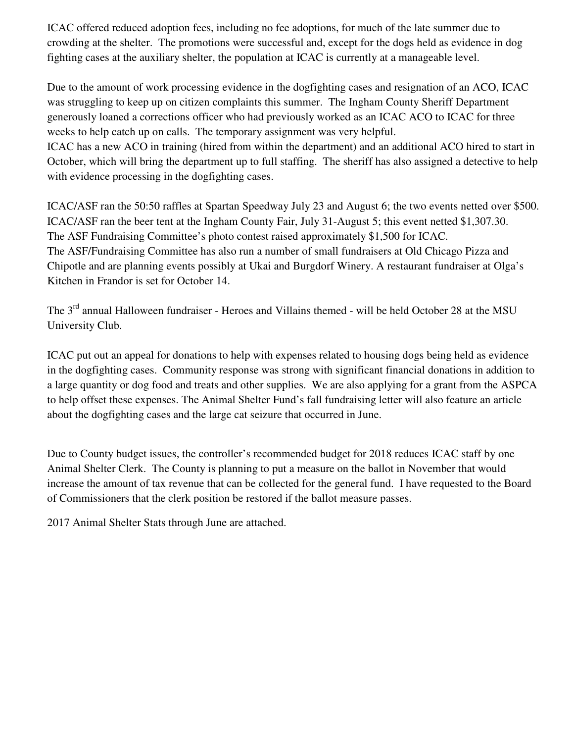ICAC offered reduced adoption fees, including no fee adoptions, for much of the late summer due to crowding at the shelter. The promotions were successful and, except for the dogs held as evidence in dog fighting cases at the auxiliary shelter, the population at ICAC is currently at a manageable level.

Due to the amount of work processing evidence in the dogfighting cases and resignation of an ACO, ICAC was struggling to keep up on citizen complaints this summer. The Ingham County Sheriff Department generously loaned a corrections officer who had previously worked as an ICAC ACO to ICAC for three weeks to help catch up on calls. The temporary assignment was very helpful.

ICAC has a new ACO in training (hired from within the department) and an additional ACO hired to start in October, which will bring the department up to full staffing. The sheriff has also assigned a detective to help with evidence processing in the dogfighting cases.

ICAC/ASF ran the 50:50 raffles at Spartan Speedway July 23 and August 6; the two events netted over $500.
ICAC/ASF ran the beer tent at the Ingham County Fair, July 31-August 5; this event netted $1,307.30.
The ASF Fundraising Committee's photo contest raised approximately $1,500 for ICAC.
The ASF/Fundraising Committee has also run a number of small fundraisers at Old Chicago Pizza and Chipotle and are planning events possibly at Ukai and Burgdorf Winery. A restaurant fundraiser at Olga's Kitchen in Frandor is set for October 14.

The 3rd annual Halloween fundraiser - Heroes and Villains themed - will be held October 28 at the MSU University Club.

ICAC put out an appeal for donations to help with expenses related to housing dogs being held as evidence in the dogfighting cases. Community response was strong with significant financial donations in addition to a large quantity or dog food and treats and other supplies. We are also applying for a grant from the ASPCA to help offset these expenses. The Animal Shelter Fund's fall fundraising letter will also feature an article about the dogfighting cases and the large cat seizure that occurred in June.

Due to County budget issues, the controller's recommended budget for 2018 reduces ICAC staff by one Animal Shelter Clerk. The County is planning to put a measure on the ballot in November that would increase the amount of tax revenue that can be collected for the general fund. I have requested to the Board of Commissioners that the clerk position be restored if the ballot measure passes.

2017 Animal Shelter Stats through June are attached.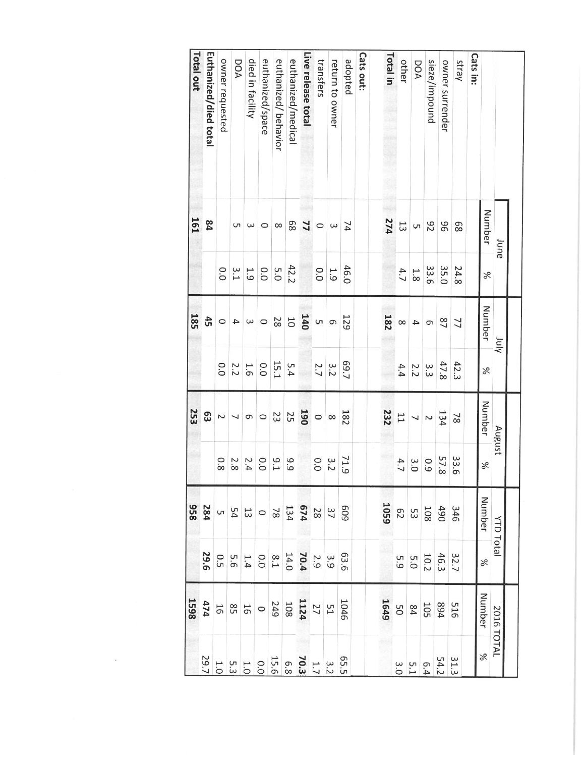| | June | | July | | August | | YTD Total | | 2016 TOTAL | |
|---|---|---|---|---|---|---|---|---|---|---|
| | Number | % | Number | % | Number | % | Number | % | Number | % |
| **Cats in:** | | | | | | | | | | |
| stray | 68 | 24.8 | 77 | 42.3 | 78 | 33.6 | 346 | 32.7 | 516 | 31.3 |
| owner surrender | 96 | 35.0 | 87 | 47.8 | 134 | 57.8 | 490 | 46.3 | 894 | 54.2 |
| sieze/impound | 92 | 33.6 | 6 | 3.3 | 2 | 0.9 | 108 | 10.2 | 105 | 6.4 |
| DOA | 5 | 1.8 | 4 | 2.2 | 7 | 3.0 | 53 | 5.0 | 84 | 5.1 |
| other | 13 | 4.7 | 8 | 4.4 | 11 | 4.7 | 62 | 5.9 | 50 | 3.0 |
| **Total in** | **274** | | **182** | | **232** | | **1059** | | **1649** | |
| | | | | | | | | | | |
| **Cats out:** | | | | | | | | | | |
| adopted | 74 | 46.0 | 129 | 69.7 | 182 | 71.9 | 609 | 63.6 | 1046 | 65.5 |
| return to owner | 3 | 1.9 | 6 | 3.2 | 8 | 3.2 | 37 | 3.9 | 51 | 3.2 |
| transfers | 0 | 0.0 | 5 | 2.7 | 0 | 0.0 | 28 | 2.9 | 27 | 1.7 |
| **Live release total** | **77** | | **140** | | **190** | | **674** | **70.4** | **1124** | **70.3** |
| euthanized/medical | 68 | 42.2 | 10 | 5.4 | 25 | 9.9 | 134 | 14.0 | 108 | 6.8 |
| euthanized/ behavior | 8 | 5.0 | 28 | 15.1 | 23 | 9.1 | 78 | 8.1 | 249 | 15.6 |
| euthanized/space | 0 | 0.0 | 0 | 0.0 | 0 | 0.0 | 0 | 0.0 | 0 | 0.0 |
| died in facility | 3 | 1.9 | 3 | 1.6 | 6 | 2.4 | 13 | 1.4 | 16 | 1.0 |
| DOA | 5 | 3.1 | 4 | 2.2 | 7 | 2.8 | 54 | 5.6 | 85 | 5.3 |
| owner requested | | 0.0 | 0 | 0.0 | 2 | 0.8 | 5 | 0.5 | 16 | 1.0 |
| **Euthanized/died total** | **84** | | **45** | | **63** | | **284** | **29.6** | **474** | 29.7 |
| **Total out** | **161** | | **185** | | **253** | | **958** | | **1598** | |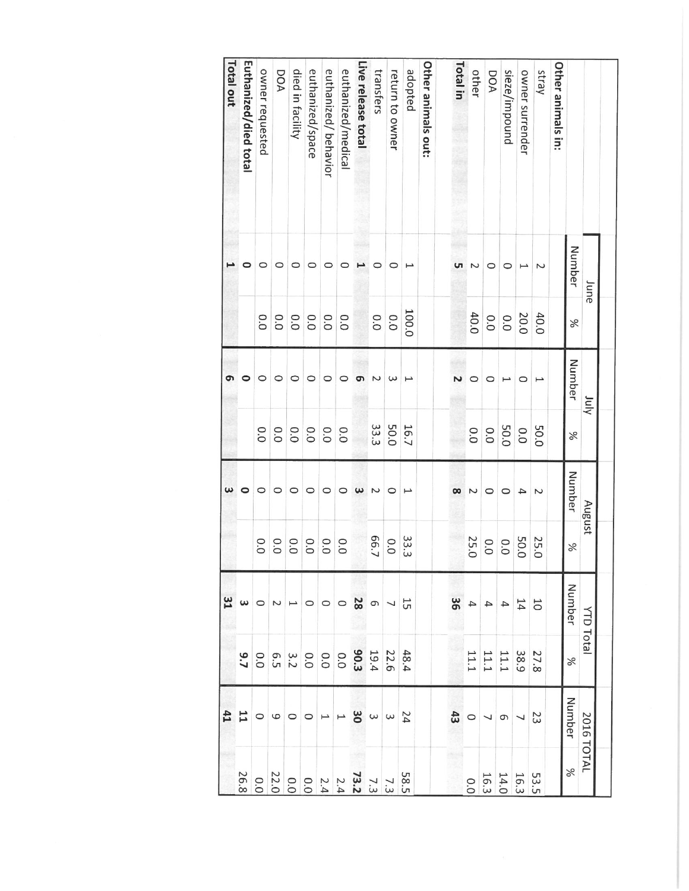| | June | | July | | August | | YTD Total | | 2016 TOTAL | |
|---|---|---|---|---|---|---|---|---|---|---|
| | Number | % | Number | % | Number | % | Number | % | Number | % |
| **Other animals in:** | | | | | | | | | | |
| stray | 2 | 40.0 | 1 | 50.0 | 2 | 25.0 | 10 | 27.8 | 23 | 53.5 |
| owner surrender | 1 | 20.0 | 0 | 0.0 | 4 | 50.0 | 14 | 38.9 | 7 | 16.3 |
| sieze/impound | 0 | 0.0 | 1 | 50.0 | 0 | 0.0 | 4 | 11.1 | 6 | 14.0 |
| DOA | 0 | 0.0 | 0 | 0.0 | 0 | 0.0 | 4 | 11.1 | 7 | 16.3 |
| other | 2 | 40.0 | 0 | 0.0 | 2 | 25.0 | 4 | 11.1 | 0 | 0.0 |
| **Total in** | **5** | | **2** | | **8** | | **36** | | **43** | |
| **Other animals out:** | | | | | | | | | | |
| adopted | 1 | 100.0 | 1 | 16.7 | 1 | 33.3 | 15 | 48.4 | 24 | 58.5 |
| return to owner | 0 | 0.0 | 3 | 50.0 | 0 | 0.0 | 7 | 22.6 | 3 | 7.3 |
| transfers | 0 | 0.0 | 2 | 33.3 | 2 | 66.7 | 6 | 19.4 | 3 | 7.3 |
| **Live release total** | **1** | | **6** | | **3** | | **28** | **90.3** | **30** | **73.2** |
| euthanized/medical | 0 | 0.0 | 0 | 0.0 | 0 | 0.0 | 0 | 0.0 | 1 | 2.4 |
| euthanized/ behavior | 0 | 0.0 | 0 | 0.0 | 0 | 0.0 | 0 | 0.0 | 1 | 2.4 |
| euthanized/space | 0 | 0.0 | 0 | 0.0 | 0 | 0.0 | 0 | 0.0 | 0 | 0.0 |
| died in facility | 0 | 0.0 | 0 | 0.0 | 0 | 0.0 | 1 | 3.2 | 0 | 0.0 |
| DOA | 0 | 0.0 | 0 | 0.0 | 0 | 0.0 | 2 | 6.5 | 9 | 22.0 |
| owner requested | 0 | 0.0 | 0 | 0.0 | 0 | 0.0 | 0 | 0.0 | 0 | 0.0 |
| **Euthanized/died total** | **0** | | **0** | | **0** | | **3** | **9.7** | **11** | **26.8** |
| **Total out** | **1** | | **6** | | **3** | | **31** | | **41** | |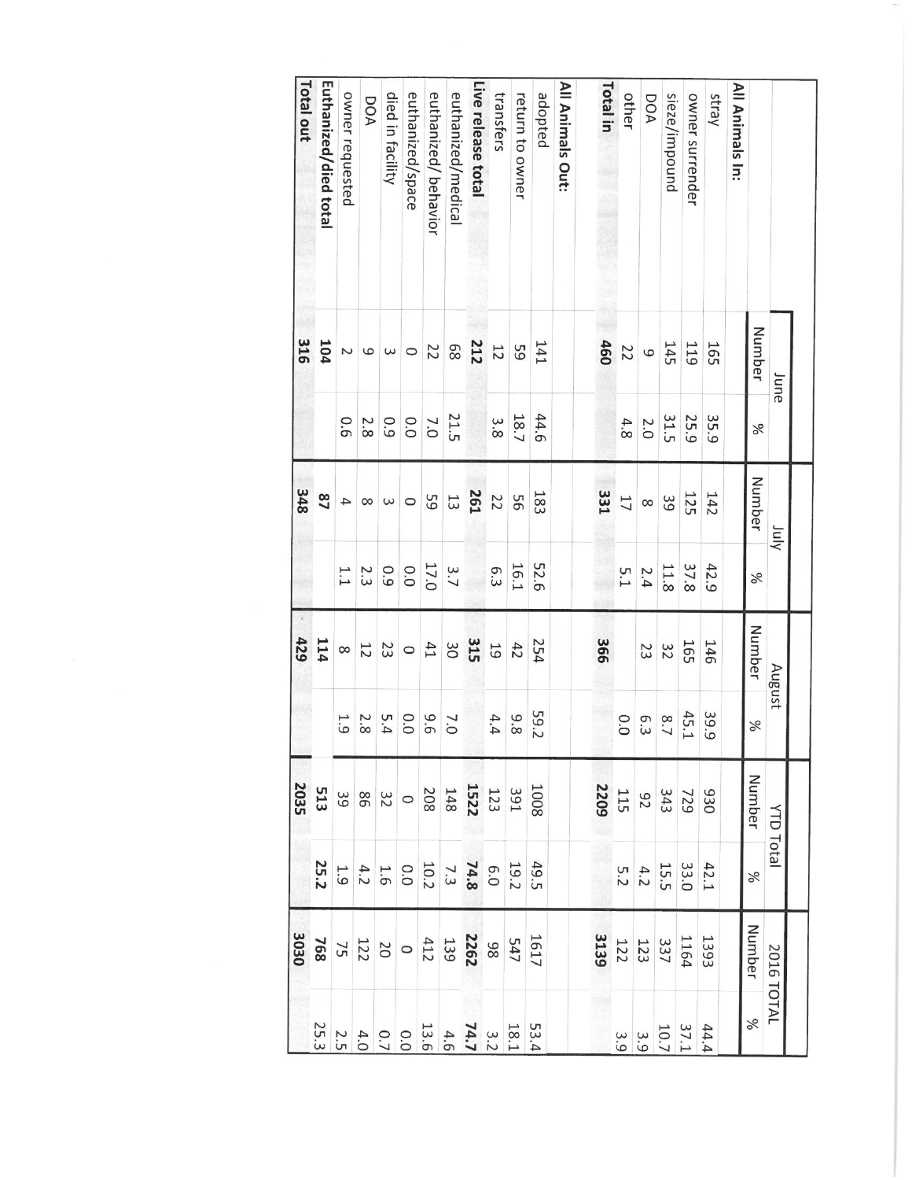| | June | | July | | August | | YTD Total | | 2016 TOTAL | |
|---|---|---|---|---|---|---|---|---|---|---|
| | Number | % | Number | % | Number | % | Number | % | Number | % |
| **All Animals In:** | | | | | | | | | | |
| stray | 165 | 35.9 | 142 | 42.9 | 146 | 39.9 | 930 | 42.1 | 1393 | 44.4 |
| owner surrender | 119 | 25.9 | 125 | 37.8 | 165 | 45.1 | 729 | 33.0 | 1164 | 37.1 |
| sieze/impound | 145 | 31.5 | 39 | 11.8 | 32 | 8.7 | 343 | 15.5 | 337 | 10.7 |
| DOA | 9 | 2.0 | 8 | 2.4 | 23 | 6.3 | 92 | 4.2 | 123 | 3.9 |
| other | 22 | 4.8 | 17 | 5.1 | | 0.0 | 115 | 5.2 | 122 | 3.9 |
| **Total in** | **460** | | **331** | | **366** | | **2209** | | **3139** | |
| **All Animals Out:** | | | | | | | | | | |
| adopted | 141 | 44.6 | 183 | 52.6 | 254 | 59.2 | 1008 | 49.5 | 1617 | 53.4 |
| return to owner | 59 | 18.7 | 56 | 16.1 | 42 | 9.8 | 391 | 19.2 | 547 | 18.1 |
| transfers | 12 | 3.8 | 22 | 6.3 | 19 | 4.4 | 123 | 6.0 | 98 | 3.2 |
| **Live release total** | **212** | | **261** | | **315** | | **1522** | **74.8** | **2262** | **74.7** |
| euthanized/medical | 68 | 21.5 | 13 | 3.7 | 30 | 7.0 | 148 | 7.3 | 139 | 4.6 |
| euthanized/ behavior | 22 | 7.0 | 59 | 17.0 | 41 | 9.6 | 208 | 10.2 | 412 | 13.6 |
| euthanized/space | 0 | 0.0 | 0 | 0.0 | 0 | 0.0 | 0 | 0.0 | 0 | 0.0 |
| died in facility | 3 | 0.9 | 3 | 0.9 | 23 | 5.4 | 32 | 1.6 | 20 | 0.7 |
| DOA | 9 | 2.8 | 8 | 2.3 | 12 | 2.8 | 86 | 4.2 | 122 | 4.0 |
| owner requested | 2 | 0.6 | 4 | 1.1 | 8 | 1.9 | 39 | 1.9 | 75 | 2.5 |
| **Euthanized/died total** | **104** | | **87** | | **114** | | **513** | **25.2** | **768** | **25.3** |
| **Total out** | **316** | | **348** | | **429** | | **2035** | | **3030** | |